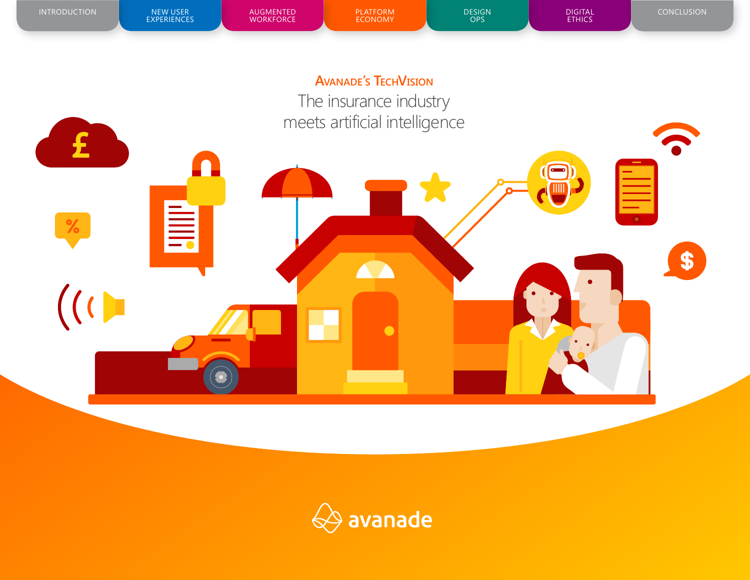INTRODUCTION | NEW USER EXPERIENCES | AUGMENTED WORKFORCE | PLATFORM ECONOMY | DESIGN OPS | DIGITAL ETHICS | CONCLUSION

## Avanade's TechVision

# The insurance industry meets artificial intelligence

avanade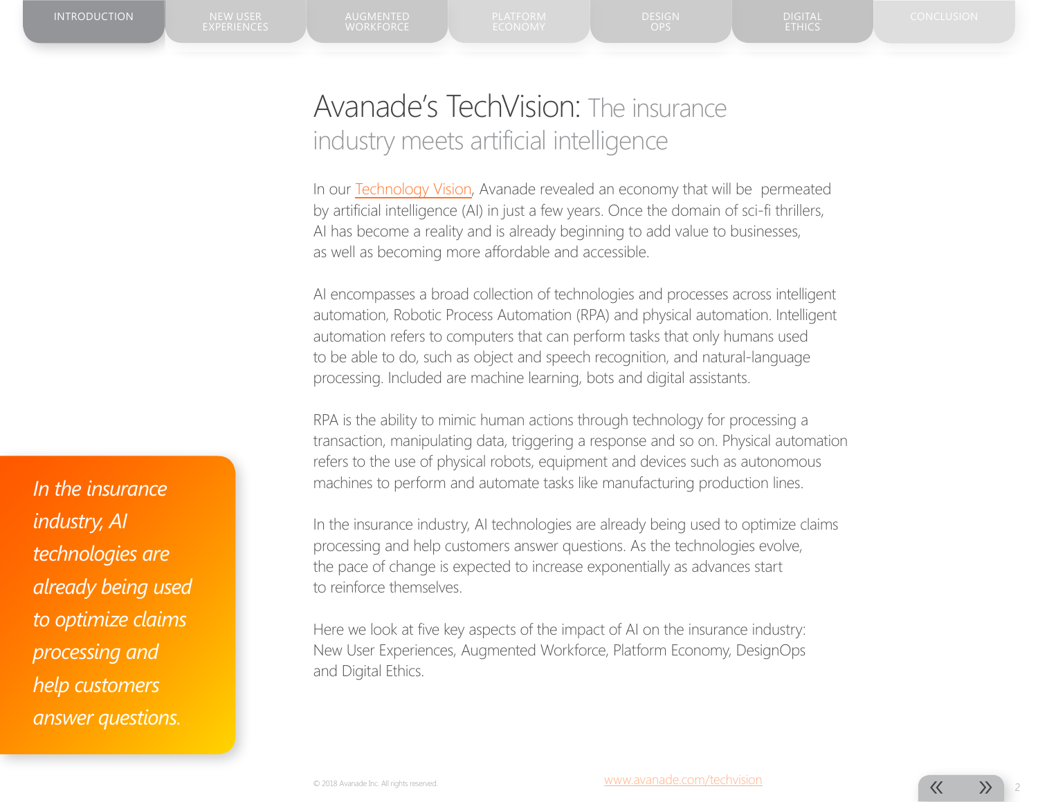# Avanade's TechVision: The insurance industry meets artificial intelligence

In our Technology Vision, Avanade revealed an economy that will be permeated by artificial intelligence (AI) in just a few years. Once the domain of sci-fi thrillers, AI has become a reality and is already beginning to add value to businesses, as well as becoming more affordable and accessible.

AI encompasses a broad collection of technologies and processes across intelligent automation, Robotic Process Automation (RPA) and physical automation. Intelligent automation refers to computers that can perform tasks that only humans used to be able to do, such as object and speech recognition, and natural-language processing. Included are machine learning, bots and digital assistants.

RPA is the ability to mimic human actions through technology for processing a transaction, manipulating data, triggering a response and so on. Physical automation refers to the use of physical robots, equipment and devices such as autonomous machines to perform and automate tasks like manufacturing production lines.

In the insurance industry, AI technologies are already being used to optimize claims processing and help customers answer questions. As the technologies evolve, the pace of change is expected to increase exponentially as advances start to reinforce themselves.

Here we look at five key aspects of the impact of AI on the insurance industry: New User Experiences, Augmented Workforce, Platform Economy, DesignOps and Digital Ethics.

*In the insurance industry, AI technologies are already being used to optimize claims processing and help customers answer questions.*

© 2018 Avanade Inc. All rights reserved.

www.avanade.com/techvision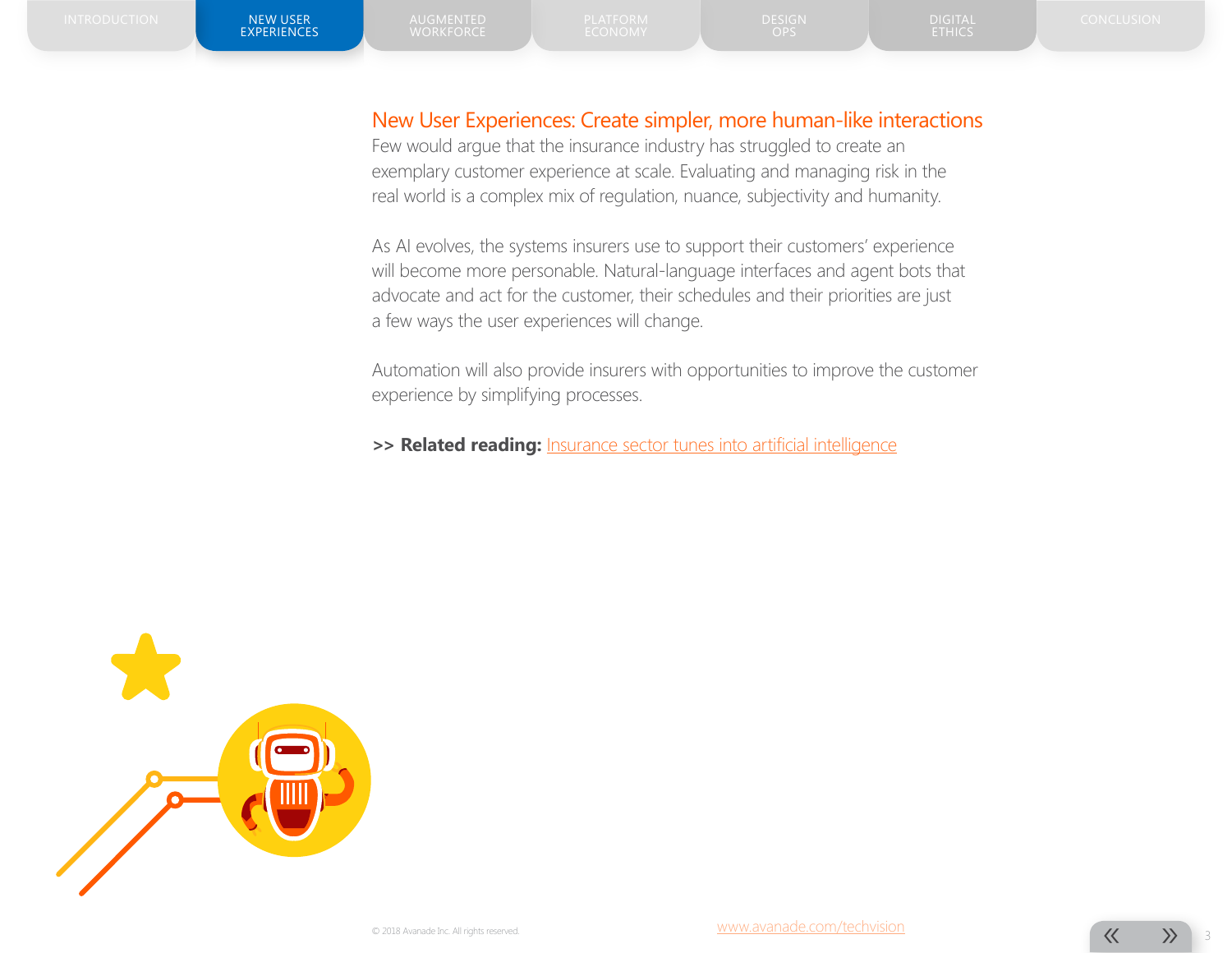## New User Experiences: Create simpler, more human-like interactions

Few would argue that the insurance industry has struggled to create an exemplary customer experience at scale. Evaluating and managing risk in the real world is a complex mix of regulation, nuance, subjectivity and humanity.

As AI evolves, the systems insurers use to support their customers' experience will become more personable. Natural-language interfaces and agent bots that advocate and act for the customer, their schedules and their priorities are just a few ways the user experiences will change.

Automation will also provide insurers with opportunities to improve the customer experience by simplifying processes.

**>> Related reading:** Insurance sector tunes into artificial intelligence

© 2018 Avanade Inc. All rights reserved.

www.avanade.com/techvision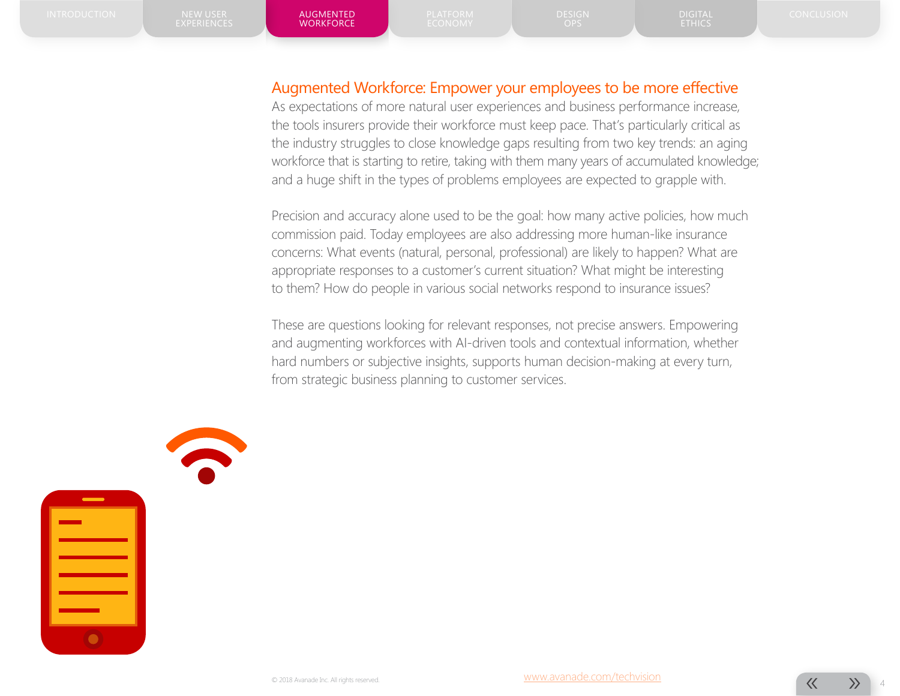## Augmented Workforce: Empower your employees to be more effective

As expectations of more natural user experiences and business performance increase, the tools insurers provide their workforce must keep pace. That's particularly critical as the industry struggles to close knowledge gaps resulting from two key trends: an aging workforce that is starting to retire, taking with them many years of accumulated knowledge; and a huge shift in the types of problems employees are expected to grapple with.

Precision and accuracy alone used to be the goal: how many active policies, how much commission paid. Today employees are also addressing more human-like insurance concerns: What events (natural, personal, professional) are likely to happen? What are appropriate responses to a customer's current situation? What might be interesting to them? How do people in various social networks respond to insurance issues?

These are questions looking for relevant responses, not precise answers. Empowering and augmenting workforces with AI-driven tools and contextual information, whether hard numbers or subjective insights, supports human decision-making at every turn, from strategic business planning to customer services.

© 2018 Avanade Inc. All rights reserved.

www.avanade.com/techvision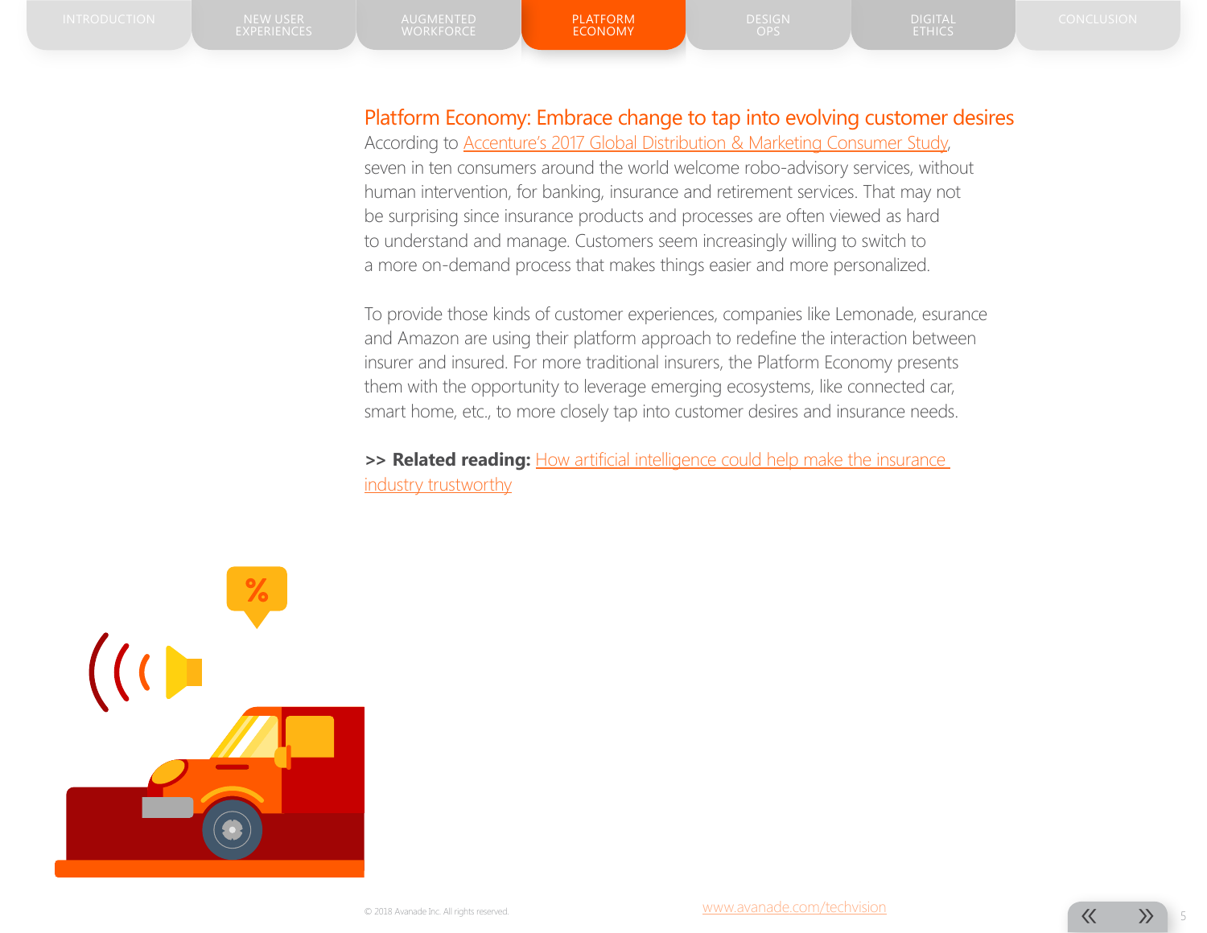## Platform Economy: Embrace change to tap into evolving customer desires

According to Accenture's 2017 Global Distribution & Marketing Consumer Study, seven in ten consumers around the world welcome robo-advisory services, without human intervention, for banking, insurance and retirement services. That may not be surprising since insurance products and processes are often viewed as hard to understand and manage. Customers seem increasingly willing to switch to a more on-demand process that makes things easier and more personalized.

To provide those kinds of customer experiences, companies like Lemonade, esurance and Amazon are using their platform approach to redefine the interaction between insurer and insured. For more traditional insurers, the Platform Economy presents them with the opportunity to leverage emerging ecosystems, like connected car, smart home, etc., to more closely tap into customer desires and insurance needs.

**>> Related reading:** How artificial intelligence could help make the insurance industry trustworthy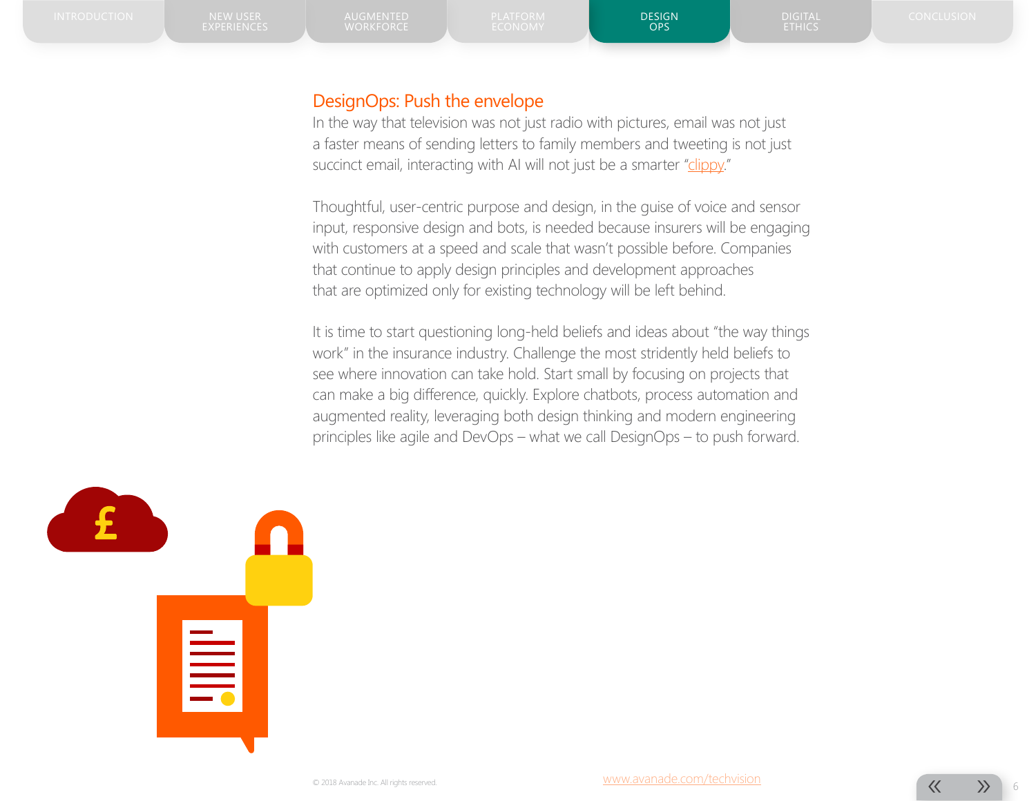## DesignOps: Push the envelope

In the way that television was not just radio with pictures, email was not just a faster means of sending letters to family members and tweeting is not just succinct email, interacting with AI will not just be a smarter "clippy."

Thoughtful, user-centric purpose and design, in the guise of voice and sensor input, responsive design and bots, is needed because insurers will be engaging with customers at a speed and scale that wasn't possible before. Companies that continue to apply design principles and development approaches that are optimized only for existing technology will be left behind.

It is time to start questioning long-held beliefs and ideas about "the way things work" in the insurance industry. Challenge the most stridently held beliefs to see where innovation can take hold. Start small by focusing on projects that can make a big difference, quickly. Explore chatbots, process automation and augmented reality, leveraging both design thinking and modern engineering principles like agile and DevOps – what we call DesignOps – to push forward.

© 2018 Avanade Inc. All rights reserved.

www.avanade.com/techvision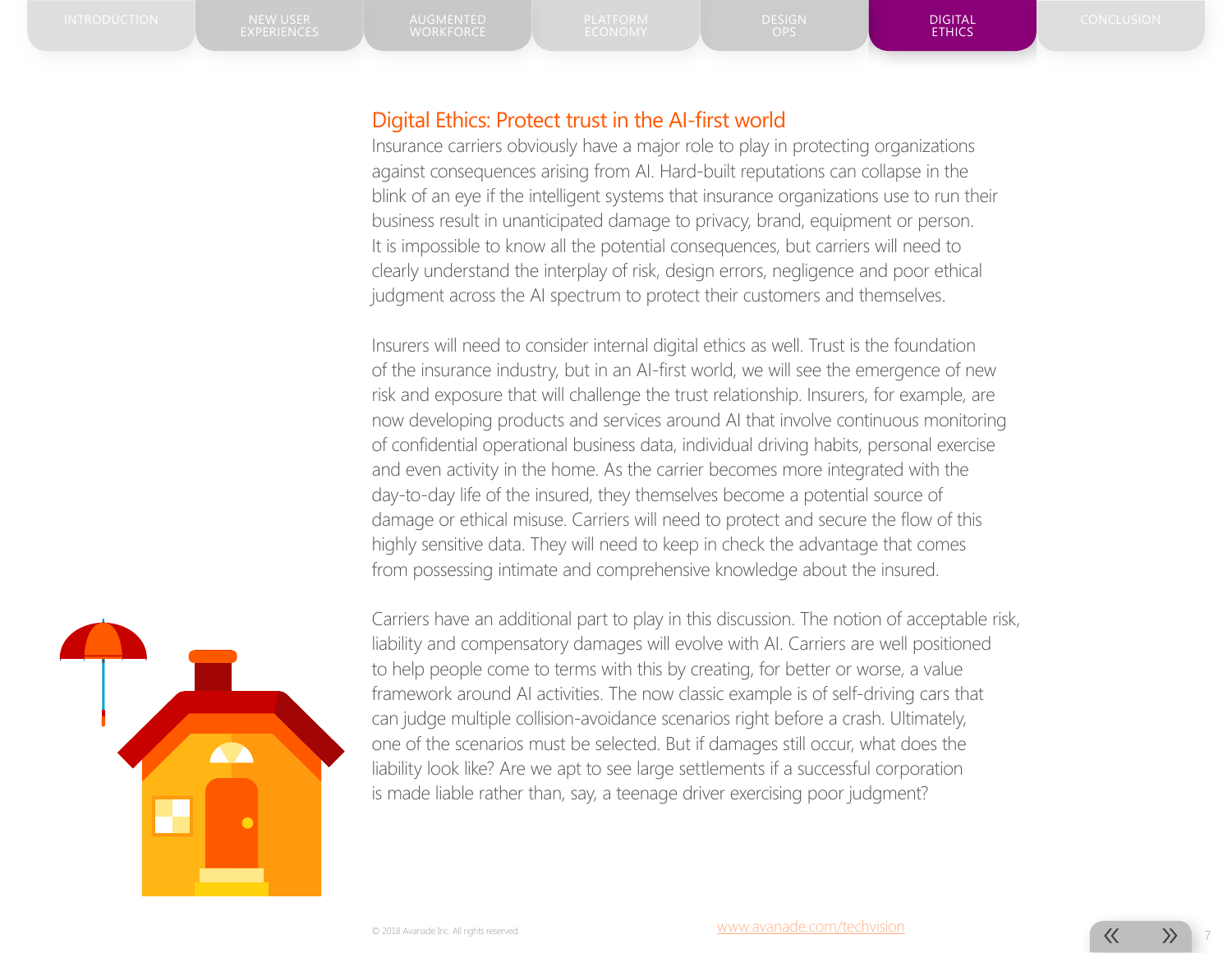# Digital Ethics: Protect trust in the AI-first world

Insurance carriers obviously have a major role to play in protecting organizations against consequences arising from AI. Hard-built reputations can collapse in the blink of an eye if the intelligent systems that insurance organizations use to run their business result in unanticipated damage to privacy, brand, equipment or person. It is impossible to know all the potential consequences, but carriers will need to clearly understand the interplay of risk, design errors, negligence and poor ethical judgment across the AI spectrum to protect their customers and themselves.

Insurers will need to consider internal digital ethics as well. Trust is the foundation of the insurance industry, but in an AI-first world, we will see the emergence of new risk and exposure that will challenge the trust relationship. Insurers, for example, are now developing products and services around AI that involve continuous monitoring of confidential operational business data, individual driving habits, personal exercise and even activity in the home. As the carrier becomes more integrated with the day-to-day life of the insured, they themselves become a potential source of damage or ethical misuse. Carriers will need to protect and secure the flow of this highly sensitive data. They will need to keep in check the advantage that comes from possessing intimate and comprehensive knowledge about the insured.

Carriers have an additional part to play in this discussion. The notion of acceptable risk, liability and compensatory damages will evolve with AI. Carriers are well positioned to help people come to terms with this by creating, for better or worse, a value framework around AI activities. The now classic example is of self-driving cars that can judge multiple collision-avoidance scenarios right before a crash. Ultimately, one of the scenarios must be selected. But if damages still occur, what does the liability look like? Are we apt to see large settlements if a successful corporation is made liable rather than, say, a teenage driver exercising poor judgment?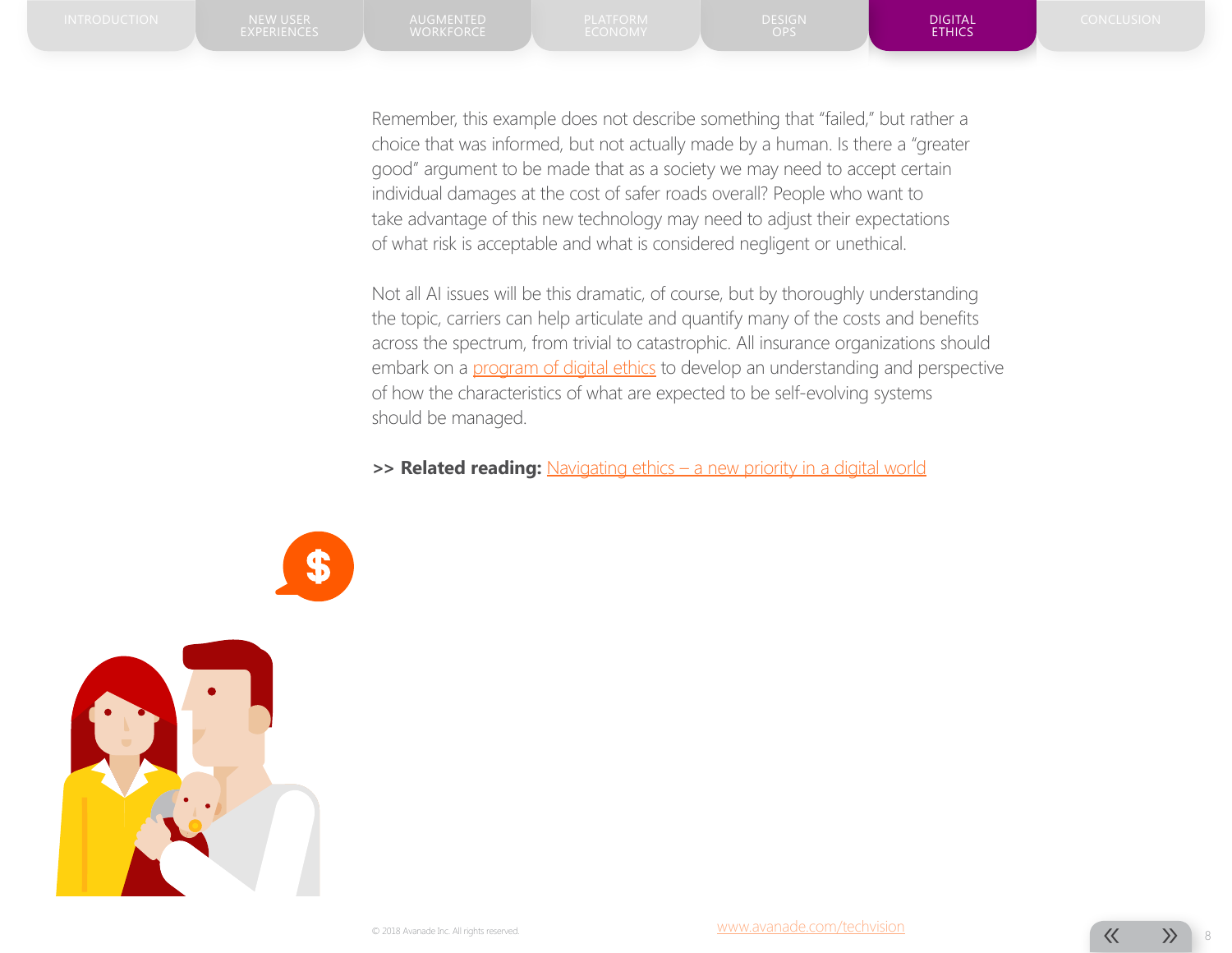Remember, this example does not describe something that "failed," but rather a choice that was informed, but not actually made by a human. Is there a "greater good" argument to be made that as a society we may need to accept certain individual damages at the cost of safer roads overall? People who want to take advantage of this new technology may need to adjust their expectations of what risk is acceptable and what is considered negligent or unethical.

Not all AI issues will be this dramatic, of course, but by thoroughly understanding the topic, carriers can help articulate and quantify many of the costs and benefits across the spectrum, from trivial to catastrophic. All insurance organizations should embark on a program of digital ethics to develop an understanding and perspective of how the characteristics of what are expected to be self-evolving systems should be managed.

**>> Related reading:** Navigating ethics – a new priority in a digital world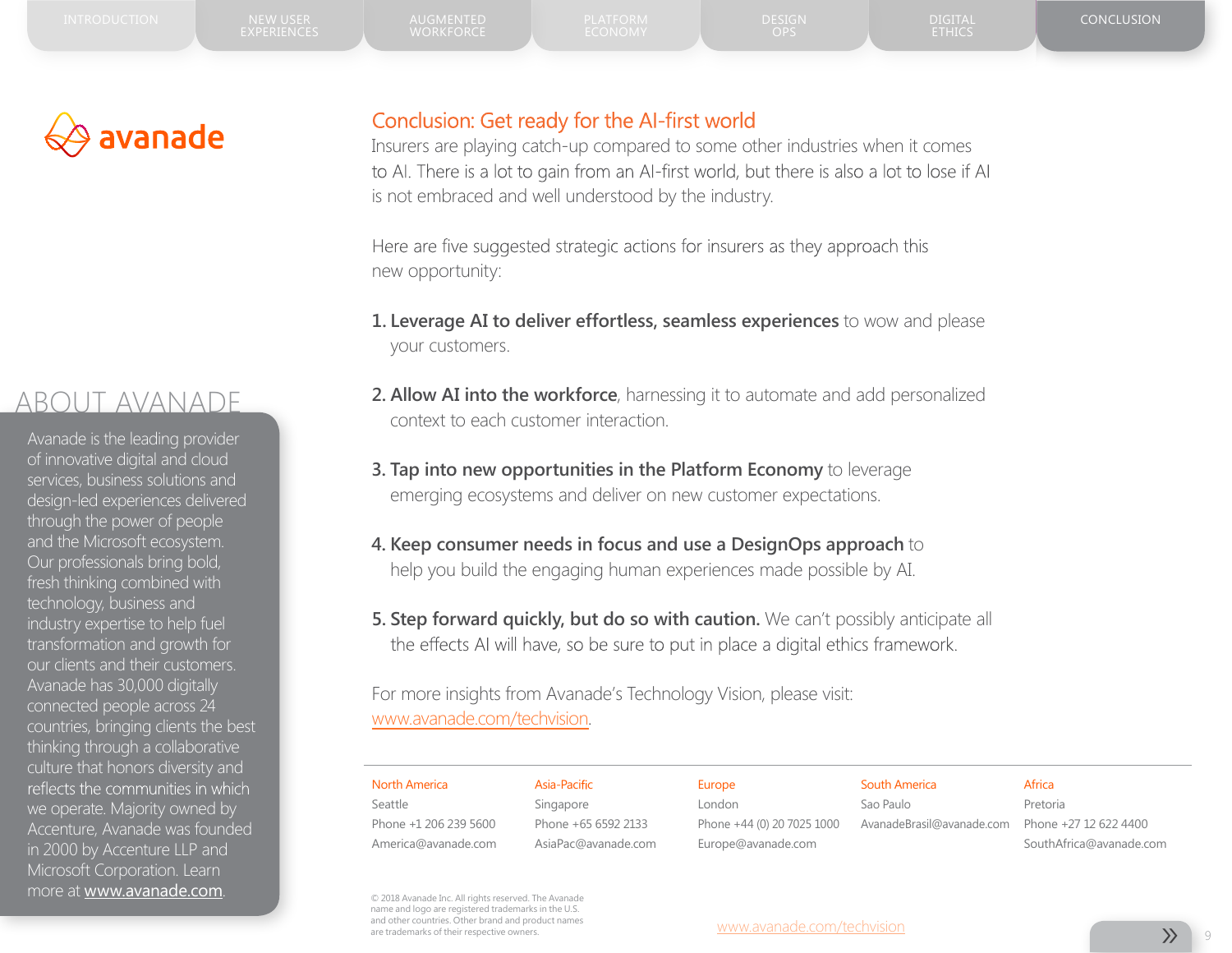## Conclusion: Get ready for the AI-first world

Insurers are playing catch-up compared to some other industries when it comes to AI. There is a lot to gain from an AI-first world, but there is also a lot to lose if AI is not embraced and well understood by the industry.

Here are five suggested strategic actions for insurers as they approach this new opportunity:

1. **Leverage AI to deliver effortless, seamless experiences** to wow and please your customers.
2. **Allow AI into the workforce**, harnessing it to automate and add personalized context to each customer interaction.
3. **Tap into new opportunities in the Platform Economy** to leverage emerging ecosystems and deliver on new customer expectations.
4. **Keep consumer needs in focus and use a DesignOps approach** to help you build the engaging human experiences made possible by AI.
5. **Step forward quickly, but do so with caution.** We can't possibly anticipate all the effects AI will have, so be sure to put in place a digital ethics framework.

For more insights from Avanade's Technology Vision, please visit: www.avanade.com/techvision.

## ABOUT AVANADE

Avanade is the leading provider of innovative digital and cloud services, business solutions and design-led experiences delivered through the power of people and the Microsoft ecosystem. Our professionals bring bold, fresh thinking combined with technology, business and industry expertise to help fuel transformation and growth for our clients and their customers. Avanade has 30,000 digitally connected people across 24 countries, bringing clients the best thinking through a collaborative culture that honors diversity and reflects the communities in which we operate. Majority owned by Accenture, Avanade was founded in 2000 by Accenture LLP and Microsoft Corporation. Learn more at www.avanade.com.

| North America | Asia-Pacific | Europe | South America | Africa |
|---|---|---|---|---|
| Seattle | Singapore | London | Sao Paulo | Pretoria |
| Phone +1 206 239 5600 | Phone +65 6592 2133 | Phone +44 (0) 20 7025 1000 | AvanadeBrasil@avanade.com | Phone +27 12 622 4400 |
| America@avanade.com | AsiaPac@avanade.com | Europe@avanade.com | | SouthAfrica@avanade.com |

© 2018 Avanade Inc. All rights reserved. The Avanade name and logo are registered trademarks in the U.S. and other countries. Other brand and product names are trademarks of their respective owners.

www.avanade.com/techvision